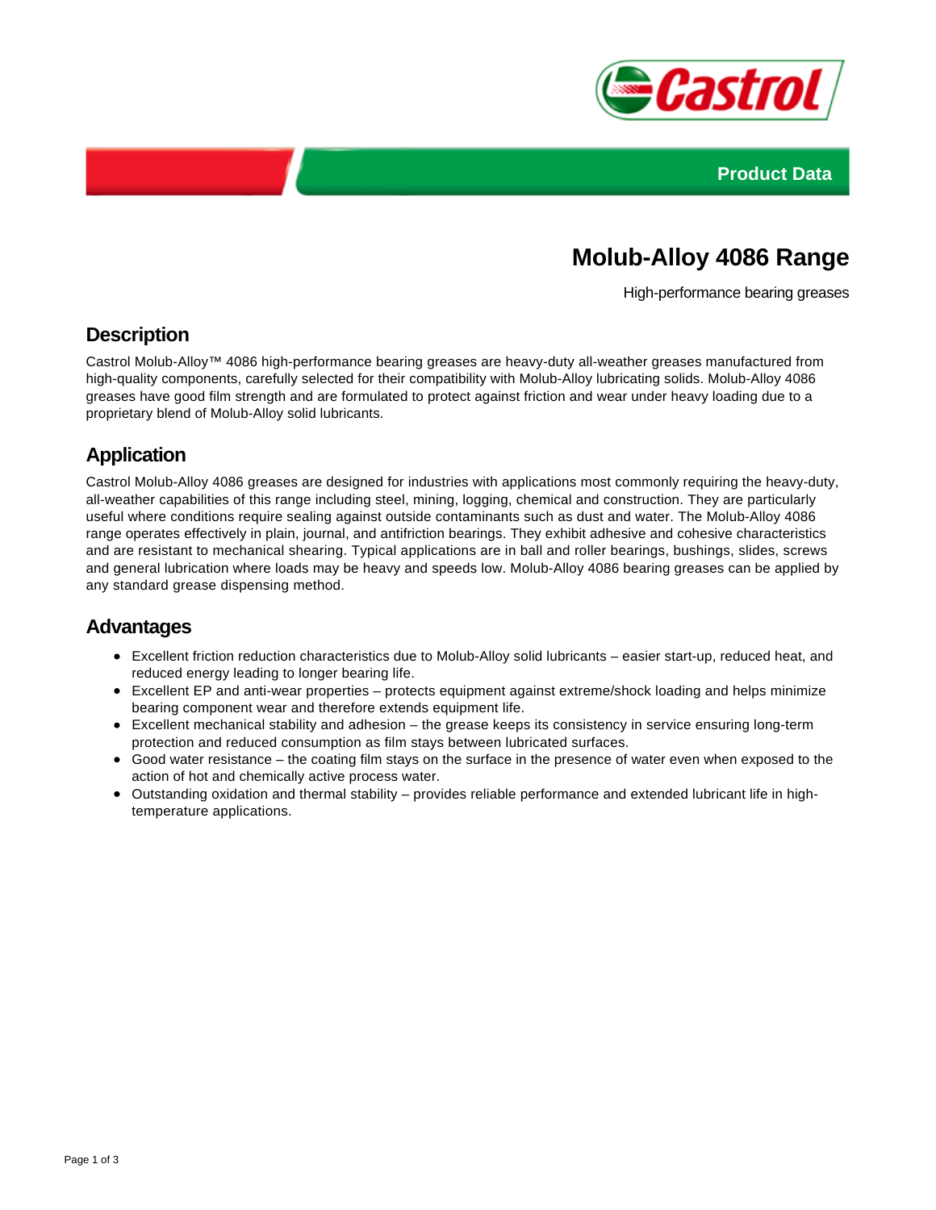Product Data

# Molub-Alloy 4086 Range

High-performance bearing greases

## Description

Castrol Molub-Alloy™ 4086 high-performance bearing greases are heavy-duty all-weather greases manufactured from high-quality components, carefully selected for their compatibility with Molub-Alloy lubricating solids. Molub-Alloy 4086 greases have good film strength and are formulated to protect against friction and wear under heavy loading due to a proprietary blend of Molub-Alloy solid lubricants.

## Application

Castrol Molub-Alloy 4086 greases are designed for industries with applications most commonly requiring the heavy-duty, all-weather capabilities of this range including steel, mining, logging, chemical and construction. They are particularly useful where conditions require sealing against outside contaminants such as dust and water. The Molub-Alloy 4086 range operates effectively in plain, journal, and antifriction bearings. They exhibit adhesive and cohesive characteristics and are resistant to mechanical shearing. Typical applications are in ball and roller bearings, bushings, slides, screws and general lubrication where loads may be heavy and speeds low. Molub-Alloy 4086 bearing greases can be applied by any standard grease dispensing method.

## Advantages

- Excellent friction reduction characteristics due to Molub-Alloy solid lubricants – easier start-up, reduced heat, and reduced energy leading to longer bearing life.
- Excellent EP and anti-wear properties – protects equipment against extreme/shock loading and helps minimize bearing component wear and therefore extends equipment life.
- Excellent mechanical stability and adhesion – the grease keeps its consistency in service ensuring long-term protection and reduced consumption as film stays between lubricated surfaces.
- Good water resistance – the coating film stays on the surface in the presence of water even when exposed to the action of hot and chemically active process water.
- Outstanding oxidation and thermal stability – provides reliable performance and extended lubricant life in high-temperature applications.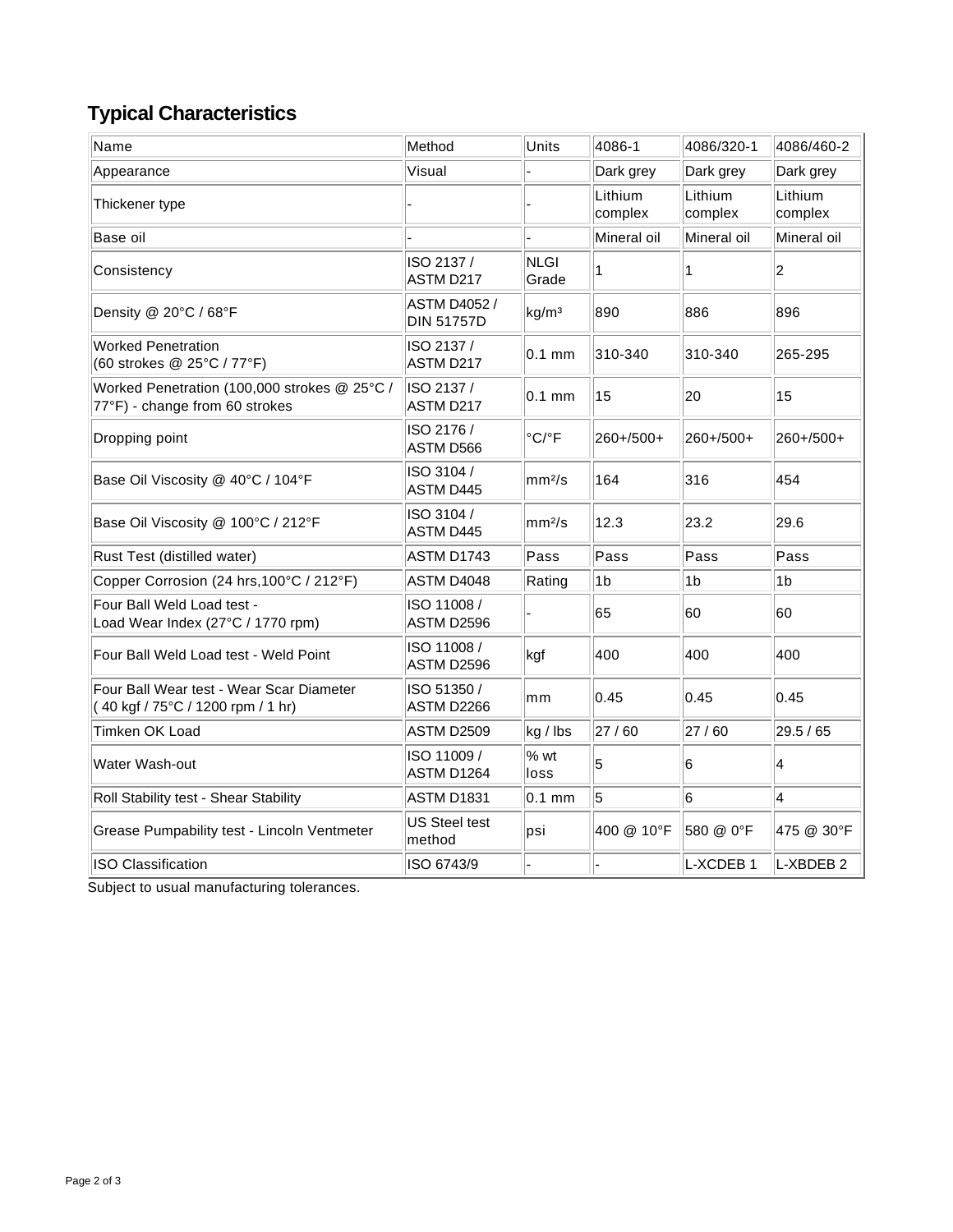## Typical Characteristics

| Name | Method | Units | 4086-1 | 4086/320-1 | 4086/460-2 |
|---|---|---|---|---|---|
| Appearance | Visual | - | Dark grey | Dark grey | Dark grey |
| Thickener type | - | - | Lithium complex | Lithium complex | Lithium complex |
| Base oil | - | - | Mineral oil | Mineral oil | Mineral oil |
| Consistency | ISO 2137 / ASTM D217 | NLGI Grade | 1 | 1 | 2 |
| Density @ 20°C / 68°F | ASTM D4052 / DIN 51757D | kg/m³ | 890 | 886 | 896 |
| Worked Penetration (60 strokes @ 25°C / 77°F) | ISO 2137 / ASTM D217 | 0.1 mm | 310-340 | 310-340 | 265-295 |
| Worked Penetration (100,000 strokes @ 25°C / 77°F) - change from 60 strokes | ISO 2137 / ASTM D217 | 0.1 mm | 15 | 20 | 15 |
| Dropping point | ISO 2176 / ASTM D566 | °C/°F | 260+/500+ | 260+/500+ | 260+/500+ |
| Base Oil Viscosity @ 40°C / 104°F | ISO 3104 / ASTM D445 | mm²/s | 164 | 316 | 454 |
| Base Oil Viscosity @ 100°C / 212°F | ISO 3104 / ASTM D445 | mm²/s | 12.3 | 23.2 | 29.6 |
| Rust Test (distilled water) | ASTM D1743 | Pass | Pass | Pass | Pass |
| Copper Corrosion (24 hrs,100°C / 212°F) | ASTM D4048 | Rating | 1b | 1b | 1b |
| Four Ball Weld Load test - Load Wear Index (27°C / 1770 rpm) | ISO 11008 / ASTM D2596 | - | 65 | 60 | 60 |
| Four Ball Weld Load test - Weld Point | ISO 11008 / ASTM D2596 | kgf | 400 | 400 | 400 |
| Four Ball Wear test - Wear Scar Diameter ( 40 kgf / 75°C / 1200 rpm / 1 hr) | ISO 51350 / ASTM D2266 | mm | 0.45 | 0.45 | 0.45 |
| Timken OK Load | ASTM D2509 | kg / lbs | 27 / 60 | 27 / 60 | 29.5 / 65 |
| Water Wash-out | ISO 11009 / ASTM D1264 | % wt loss | 5 | 6 | 4 |
| Roll Stability test - Shear Stability | ASTM D1831 | 0.1 mm | 5 | 6 | 4 |
| Grease Pumpability test - Lincoln Ventmeter | US Steel test method | psi | 400 @ 10°F | 580 @ 0°F | 475 @ 30°F |
| ISO Classification | ISO 6743/9 | - | - | L-XCDEB 1 | L-XBDEB 2 |

Subject to usual manufacturing tolerances.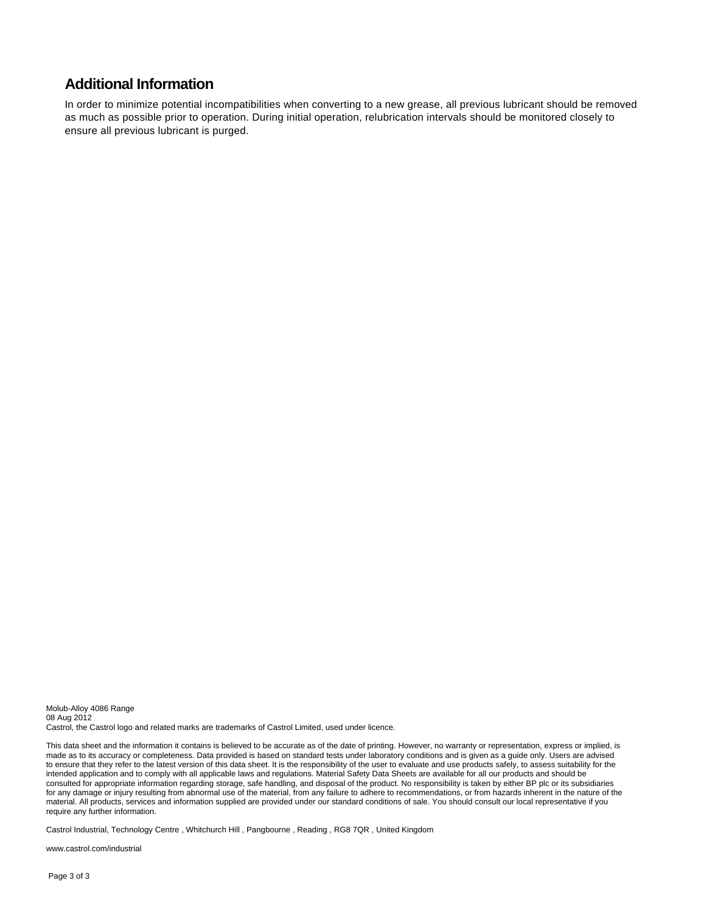## Additional Information

In order to minimize potential incompatibilities when converting to a new grease, all previous lubricant should be removed as much as possible prior to operation. During initial operation, relubrication intervals should be monitored closely to ensure all previous lubricant is purged.

Molub-Alloy 4086 Range
08 Aug 2012
Castrol, the Castrol logo and related marks are trademarks of Castrol Limited, used under licence.

This data sheet and the information it contains is believed to be accurate as of the date of printing. However, no warranty or representation, express or implied, is made as to its accuracy or completeness. Data provided is based on standard tests under laboratory conditions and is given as a guide only. Users are advised to ensure that they refer to the latest version of this data sheet. It is the responsibility of the user to evaluate and use products safely, to assess suitability for the intended application and to comply with all applicable laws and regulations. Material Safety Data Sheets are available for all our products and should be consulted for appropriate information regarding storage, safe handling, and disposal of the product. No responsibility is taken by either BP plc or its subsidiaries for any damage or injury resulting from abnormal use of the material, from any failure to adhere to recommendations, or from hazards inherent in the nature of the material. All products, services and information supplied are provided under our standard conditions of sale. You should consult our local representative if you require any further information.

Castrol Industrial, Technology Centre , Whitchurch Hill , Pangbourne , Reading , RG8 7QR , United Kingdom

www.castrol.com/industrial